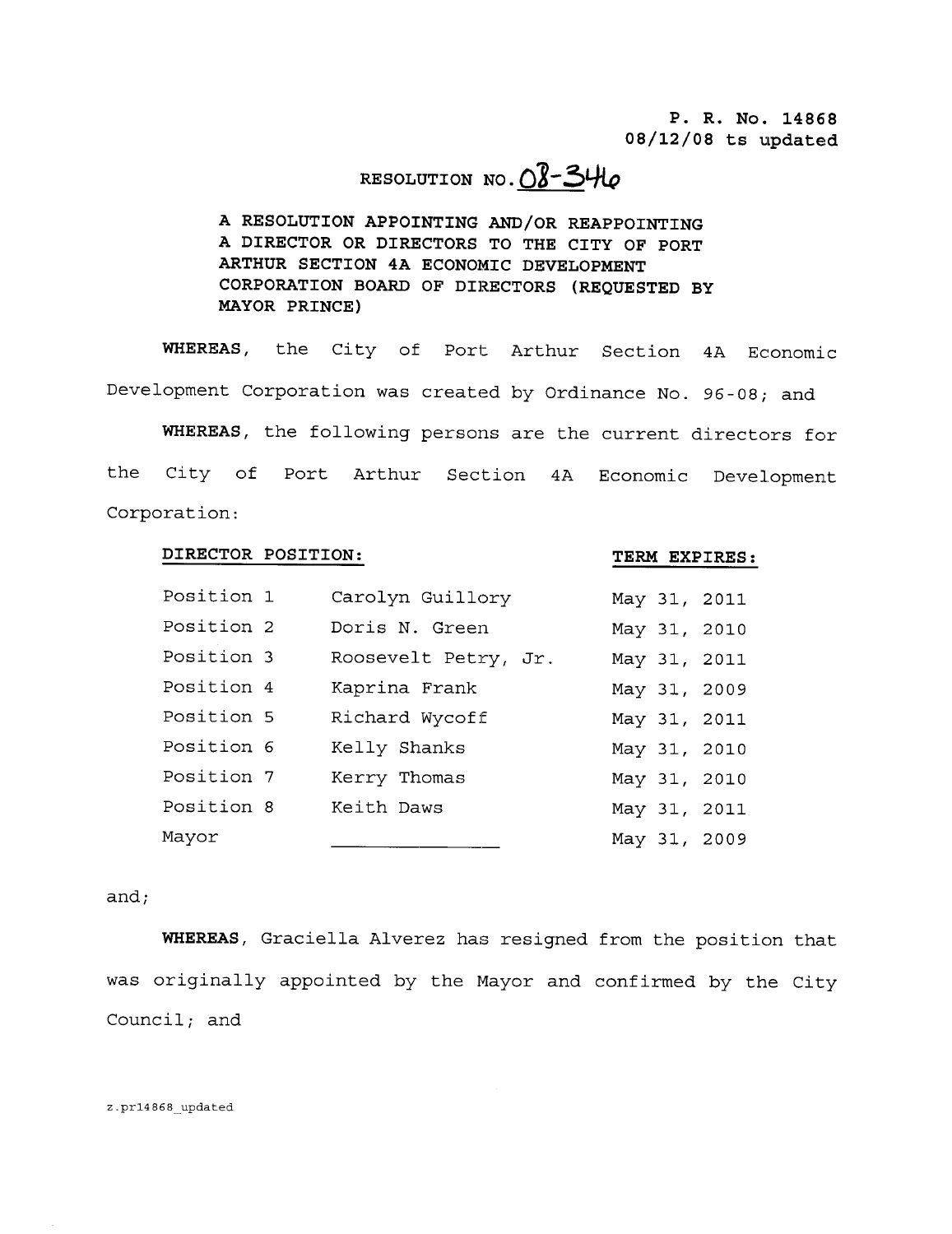P. R. No. 14868
08/12/08 ts updated

# RESOLUTION NO. 08-346

**A RESOLUTION APPOINTING AND/OR REAPPOINTING A DIRECTOR OR DIRECTORS TO THE CITY OF PORT ARTHUR SECTION 4A ECONOMIC DEVELOPMENT CORPORATION BOARD OF DIRECTORS (REQUESTED BY MAYOR PRINCE)**

**WHEREAS**, the City of Port Arthur Section 4A Economic Development Corporation was created by Ordinance No. 96-08; and

**WHEREAS**, the following persons are the current directors for the City of Port Arthur Section 4A Economic Development Corporation:

| DIRECTOR POSITION: | | TERM EXPIRES: |
|---|---|---|
| Position 1 | Carolyn Guillory | May 31, 2011 |
| Position 2 | Doris N. Green | May 31, 2010 |
| Position 3 | Roosevelt Petry, Jr. | May 31, 2011 |
| Position 4 | Kaprina Frank | May 31, 2009 |
| Position 5 | Richard Wycoff | May 31, 2011 |
| Position 6 | Kelly Shanks | May 31, 2010 |
| Position 7 | Kerry Thomas | May 31, 2010 |
| Position 8 | Keith Daws | May 31, 2011 |
| Mayor | ______________ | May 31, 2009 |

and;

**WHEREAS**, Graciella Alverez has resigned from the position that was originally appointed by the Mayor and confirmed by the City Council; and

z.pr14868_updated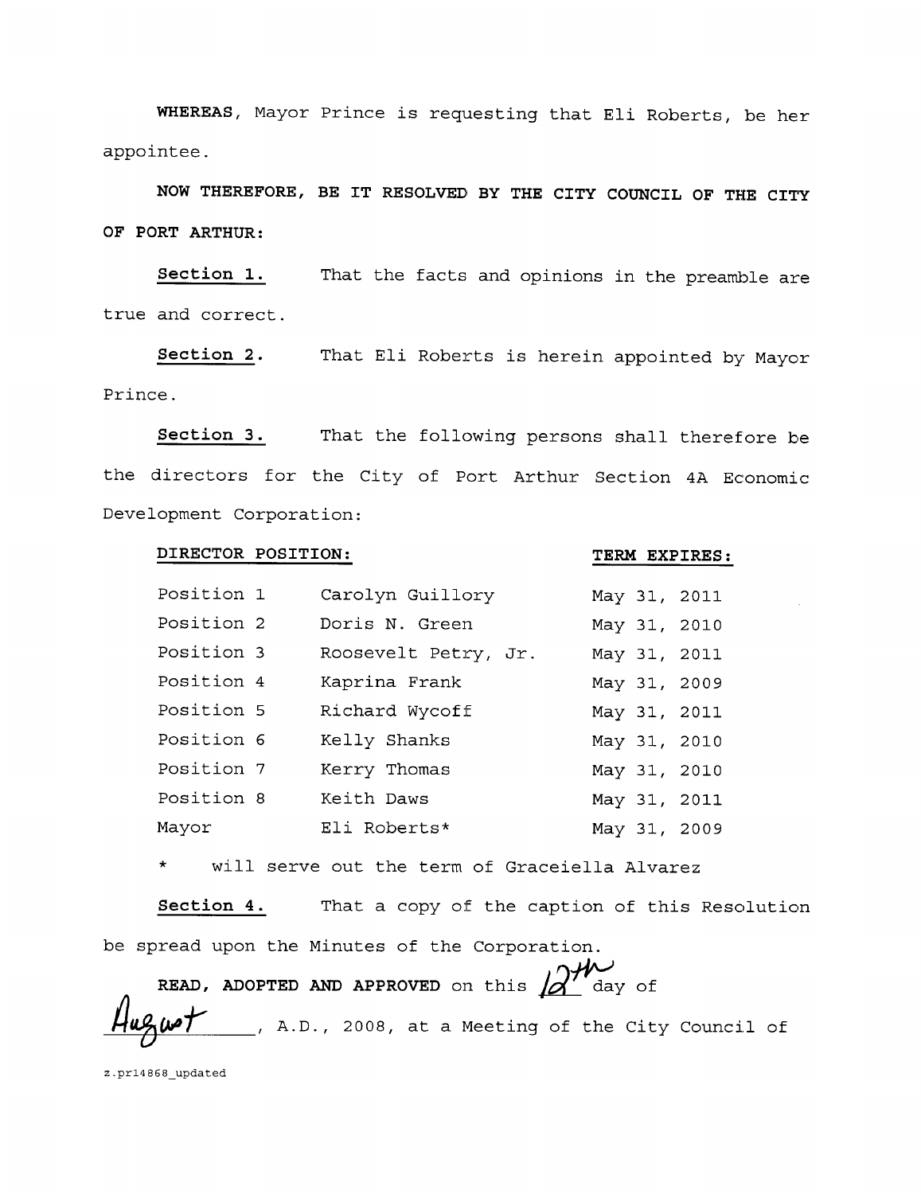**WHEREAS**, Mayor Prince is requesting that Eli Roberts, be her appointee.

**NOW THEREFORE, BE IT RESOLVED BY THE CITY COUNCIL OF THE CITY OF PORT ARTHUR:**

**Section 1.** That the facts and opinions in the preamble are true and correct.

**Section 2.** That Eli Roberts is herein appointed by Mayor Prince.

**Section 3.** That the following persons shall therefore be the directors for the City of Port Arthur Section 4A Economic Development Corporation:

| DIRECTOR POSITION: | | TERM EXPIRES: |
|---|---|---|
| Position 1 | Carolyn Guillory | May 31, 2011 |
| Position 2 | Doris N. Green | May 31, 2010 |
| Position 3 | Roosevelt Petry, Jr. | May 31, 2011 |
| Position 4 | Kaprina Frank | May 31, 2009 |
| Position 5 | Richard Wycoff | May 31, 2011 |
| Position 6 | Kelly Shanks | May 31, 2010 |
| Position 7 | Kerry Thomas | May 31, 2010 |
| Position 8 | Keith Daws | May 31, 2011 |
| Mayor | Eli Roberts* | May 31, 2009 |

\* will serve out the term of Graceiella Alvarez

**Section 4.** That a copy of the caption of this Resolution be spread upon the Minutes of the Corporation.

**READ, ADOPTED AND APPROVED** on this 12th day of August, A.D., 2008, at a Meeting of the City Council of

z.pr14868_updated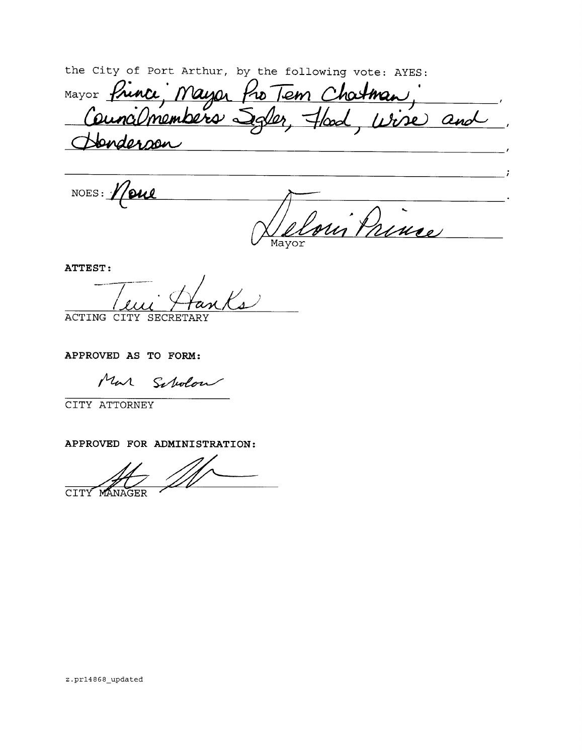the City of Port Arthur, by the following vote: AYES:

Mayor Prince; Mayor Pro Tem Chatman; Councilmembers Sigler, Flood, Wise and Henderson

NOES: None.

Deloris Prince
Mayor

**ATTEST:**

Terri Hanks
ACTING CITY SECRETARY

**APPROVED AS TO FORM:**

Mark Sokolow
CITY ATTORNEY

**APPROVED FOR ADMINISTRATION:**

CITY MANAGER

z.pr14868_updated